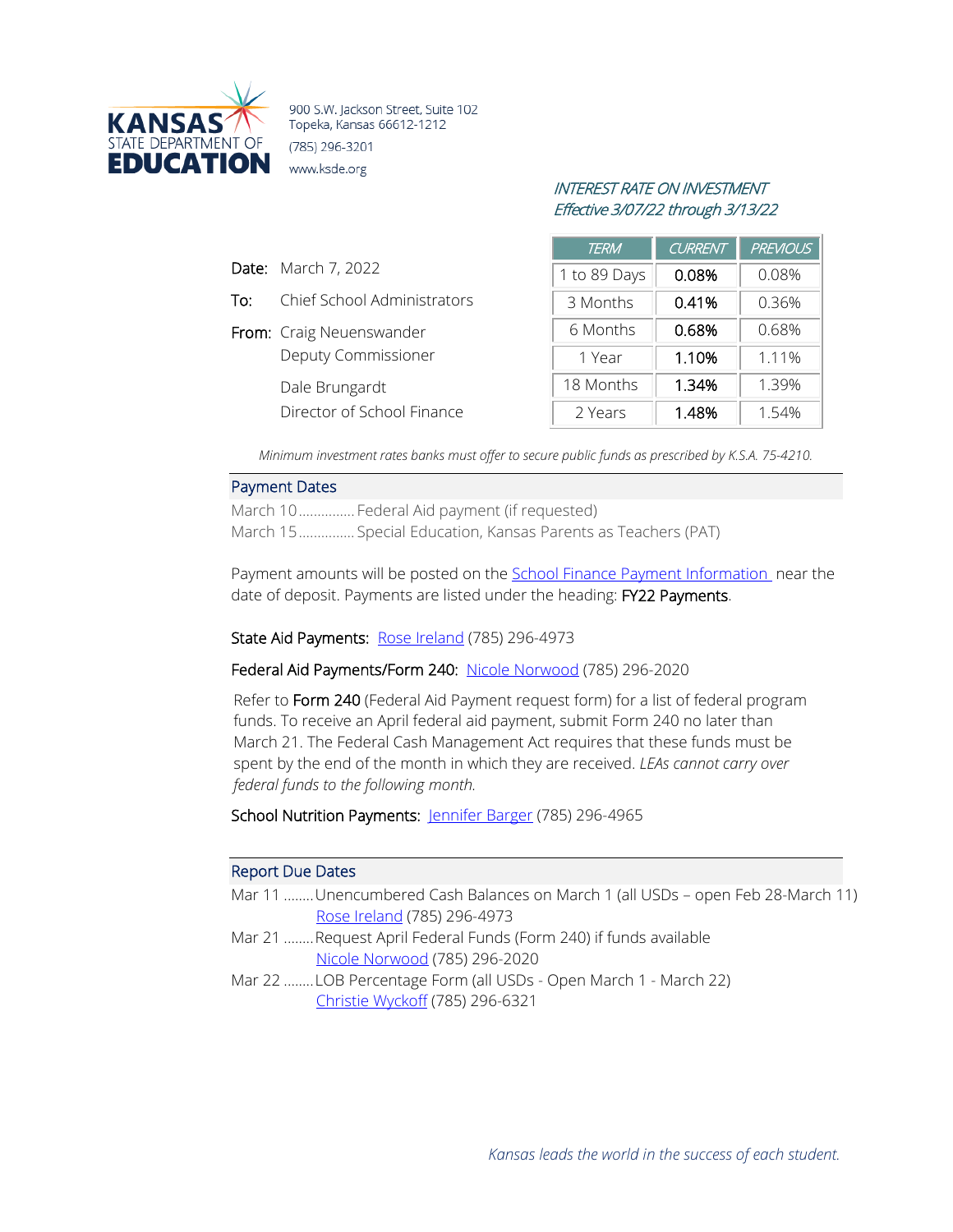**KANSAS STATE DEPARTMENT OF EDUCATION**

900 S.W. Jackson Street, Suite 102
Topeka, Kansas 66612-1212
(785) 296-3201
www.ksde.org

*INTEREST RATE ON INVESTMENT*
*Effective 3/07/22 through 3/13/22*

| TERM | CURRENT | PREVIOUS |
|---|---|---|
| 1 to 89 Days | **0.08%** | 0.08% |
| 3 Months | **0.41%** | 0.36% |
| 6 Months | **0.68%** | 0.68% |
| 1 Year | **1.10%** | 1.11% |
| 18 Months | **1.34%** | 1.39% |
| 2 Years | **1.48%** | 1.54% |

*Minimum investment rates banks must offer to secure public funds as prescribed by K.S.A. 75-4210.*

**Date:** March 7, 2022

**To:** Chief School Administrators

**From:** Craig Neuenswander
Deputy Commissioner

Dale Brungardt
Director of School Finance

## Payment Dates

March 10............... Federal Aid payment (if requested)
March 15............... Special Education, Kansas Parents as Teachers (PAT)

Payment amounts will be posted on the School Finance Payment Information near the date of deposit. Payments are listed under the heading: **FY22 Payments**.

**State Aid Payments:** Rose Ireland (785) 296-4973

**Federal Aid Payments/Form 240:** Nicole Norwood (785) 296-2020

Refer to **Form 240** (Federal Aid Payment request form) for a list of federal program funds. To receive an April federal aid payment, submit Form 240 no later than March 21. The Federal Cash Management Act requires that these funds must be spent by the end of the month in which they are received. *LEAs cannot carry over federal funds to the following month.*

**School Nutrition Payments:** Jennifer Barger (785) 296-4965

## Report Due Dates

Mar 11 ........Unencumbered Cash Balances on March 1 (all USDs – open Feb 28-March 11)
Rose Ireland (785) 296-4973

Mar 21 ........Request April Federal Funds (Form 240) if funds available
Nicole Norwood (785) 296-2020

Mar 22 ........LOB Percentage Form (all USDs - Open March 1 - March 22)
Christie Wyckoff (785) 296-6321

*Kansas leads the world in the success of each student.*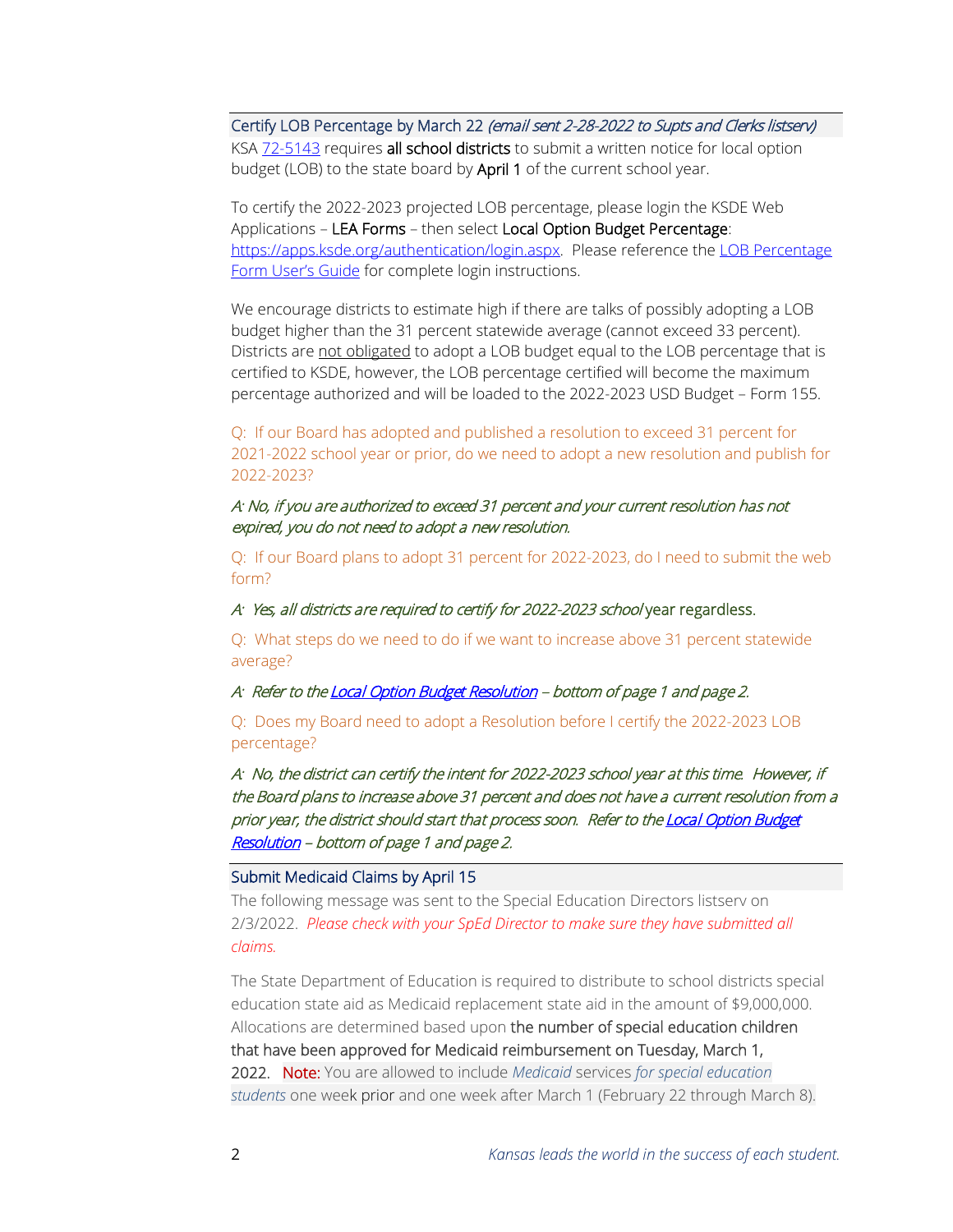## Certify LOB Percentage by March 22 *(email sent 2-28-2022 to Supts and Clerks listserv)*

KSA [72-5143](72-5143) requires **all school districts** to submit a written notice for local option budget (LOB) to the state board by **April 1** of the current school year.

To certify the 2022-2023 projected LOB percentage, please login the KSDE Web Applications – **LEA Forms** – then select **Local Option Budget Percentage**: https://apps.ksde.org/authentication/login.aspx. Please reference the [LOB Percentage Form User's Guide](LOB Percentage Form User's Guide) for complete login instructions.

We encourage districts to estimate high if there are talks of possibly adopting a LOB budget higher than the 31 percent statewide average (cannot exceed 33 percent). Districts are not obligated to adopt a LOB budget equal to the LOB percentage that is certified to KSDE, however, the LOB percentage certified will become the maximum percentage authorized and will be loaded to the 2022-2023 USD Budget – Form 155.

Q: If our Board has adopted and published a resolution to exceed 31 percent for 2021-2022 school year or prior, do we need to adopt a new resolution and publish for 2022-2023?

*A: No, if you are authorized to exceed 31 percent and your current resolution has not expired, you do not need to adopt a new resolution.*

Q: If our Board plans to adopt 31 percent for 2022-2023, do I need to submit the web form?

*A: Yes, all districts are required to certify for 2022-2023 school* year regardless.

Q: What steps do we need to do if we want to increase above 31 percent statewide average?

*A: Refer to the [Local Option Budget Resolution](Local Option Budget Resolution) – bottom of page 1 and page 2.*

Q: Does my Board need to adopt a Resolution before I certify the 2022-2023 LOB percentage?

*A: No, the district can certify the intent for 2022-2023 school year at this time. However, if the Board plans to increase above 31 percent and does not have a current resolution from a prior year, the district should start that process soon. Refer to the [Local Option Budget Resolution](Local Option Budget Resolution) – bottom of page 1 and page 2.*

## Submit Medicaid Claims by April 15

The following message was sent to the Special Education Directors listserv on 2/3/2022. *Please check with your SpEd Director to make sure they have submitted all claims.*

The State Department of Education is required to distribute to school districts special education state aid as Medicaid replacement state aid in the amount of $9,000,000. Allocations are determined based upon **the number of special education children that have been approved for Medicaid reimbursement on Tuesday, March 1, 2022.** **Note:** You are allowed to include *Medicaid* services *for special education students* one week prior and one week after March 1 (February 22 through March 8).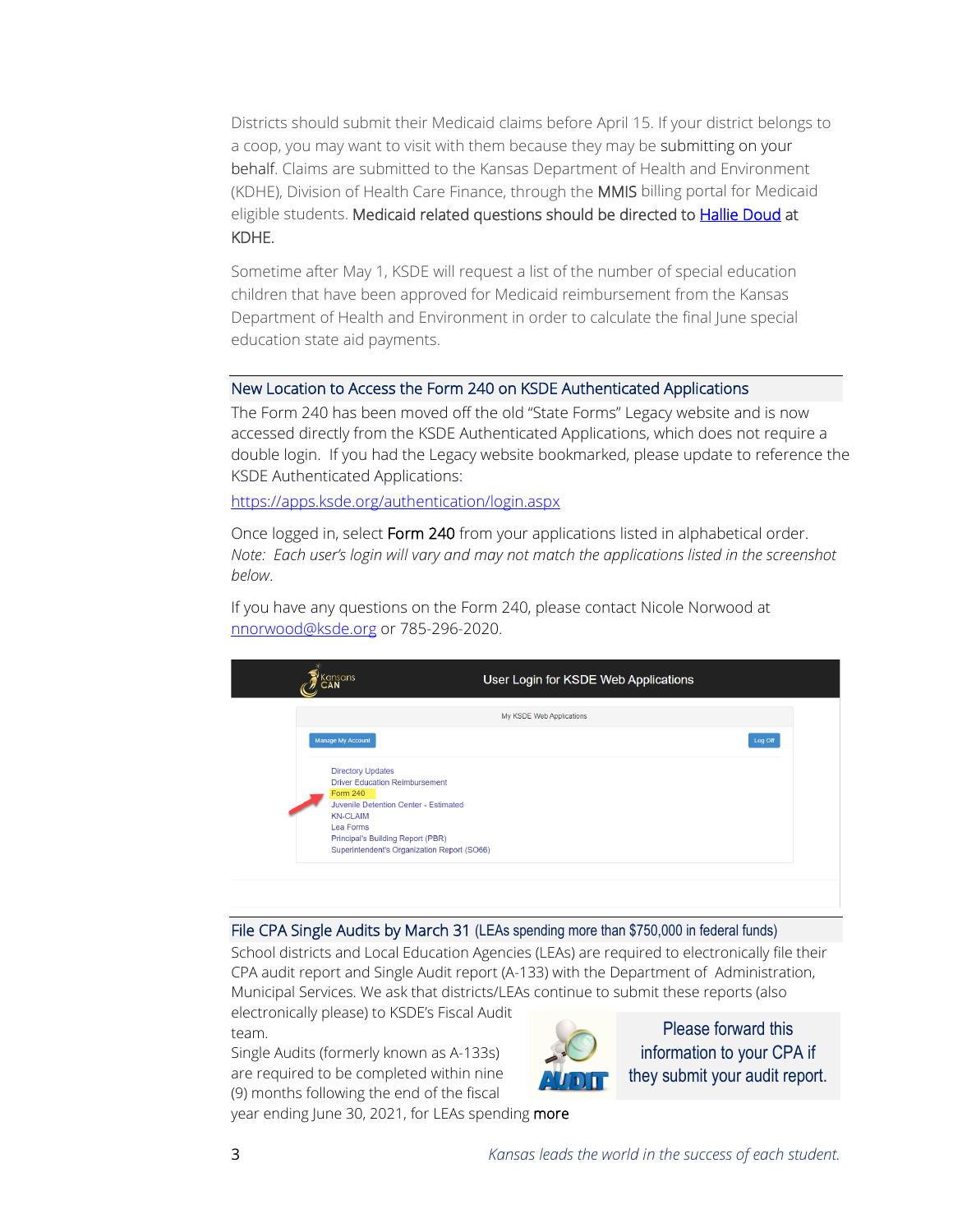Districts should submit their Medicaid claims before April 15. If your district belongs to a coop, you may want to visit with them because they may be submitting on your behalf. Claims are submitted to the Kansas Department of Health and Environment (KDHE), Division of Health Care Finance, through the MMIS billing portal for Medicaid eligible students. Medicaid related questions should be directed to [Hallie Doud](#) at KDHE.

Sometime after May 1, KSDE will request a list of the number of special education children that have been approved for Medicaid reimbursement from the Kansas Department of Health and Environment in order to calculate the final June special education state aid payments.

## New Location to Access the Form 240 on KSDE Authenticated Applications

The Form 240 has been moved off the old "State Forms" Legacy website and is now accessed directly from the KSDE Authenticated Applications, which does not require a double login. If you had the Legacy website bookmarked, please update to reference the KSDE Authenticated Applications:

https://apps.ksde.org/authentication/login.aspx

Once logged in, select Form 240 from your applications listed in alphabetical order. *Note: Each user's login will vary and may not match the applications listed in the screenshot below.*

If you have any questions on the Form 240, please contact Nicole Norwood at nnorwood@ksde.org or 785-296-2020.

## File CPA Single Audits by March 31 (LEAs spending more than $750,000 in federal funds)

School districts and Local Education Agencies (LEAs) are required to electronically file their CPA audit report and Single Audit report (A-133) with the Department of Administration, Municipal Services. We ask that districts/LEAs continue to submit these reports (also electronically please) to KSDE's Fiscal Audit team.

Please forward this information to your CPA if they submit your audit report.

Single Audits (formerly known as A-133s) are required to be completed within nine (9) months following the end of the fiscal year ending June 30, 2021, for LEAs spending more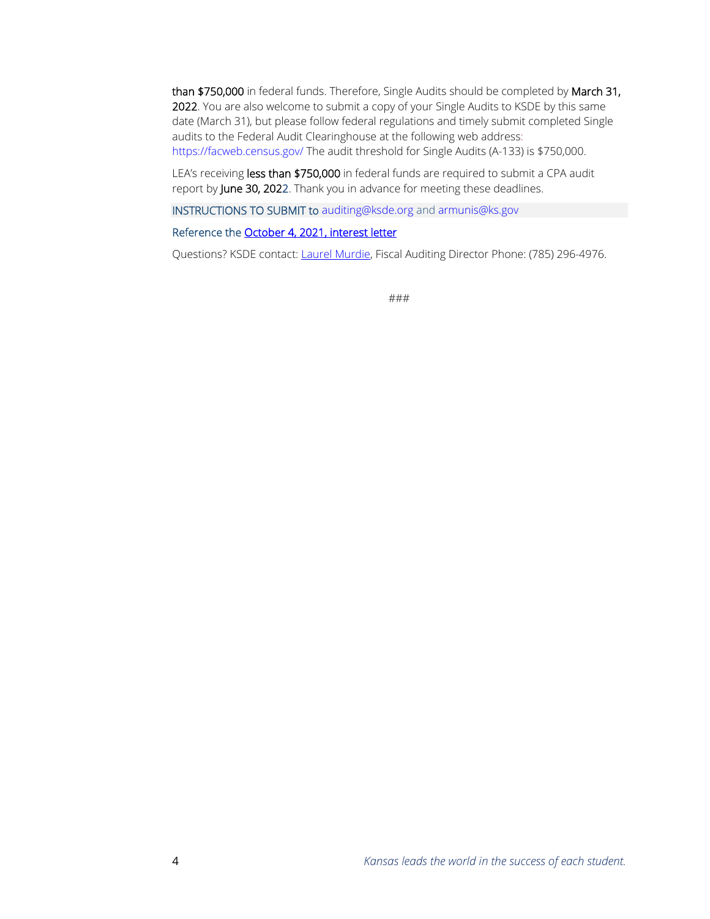**than $750,000** in federal funds. Therefore, Single Audits should be completed by **March 31, 2022**. You are also welcome to submit a copy of your Single Audits to KSDE by this same date (March 31), but please follow federal regulations and timely submit completed Single audits to the Federal Audit Clearinghouse at the following web address: https://facweb.census.gov/ The audit threshold for Single Audits (A-133) is $750,000.

LEA's receiving **less than $750,000** in federal funds are required to submit a CPA audit report by **June 30, 2022**. Thank you in advance for meeting these deadlines.

INSTRUCTIONS TO SUBMIT to auditing@ksde.org and armunis@ks.gov

Reference the October 4, 2021, interest letter

Questions? KSDE contact: Laurel Murdie, Fiscal Auditing Director Phone: (785) 296-4976.

###